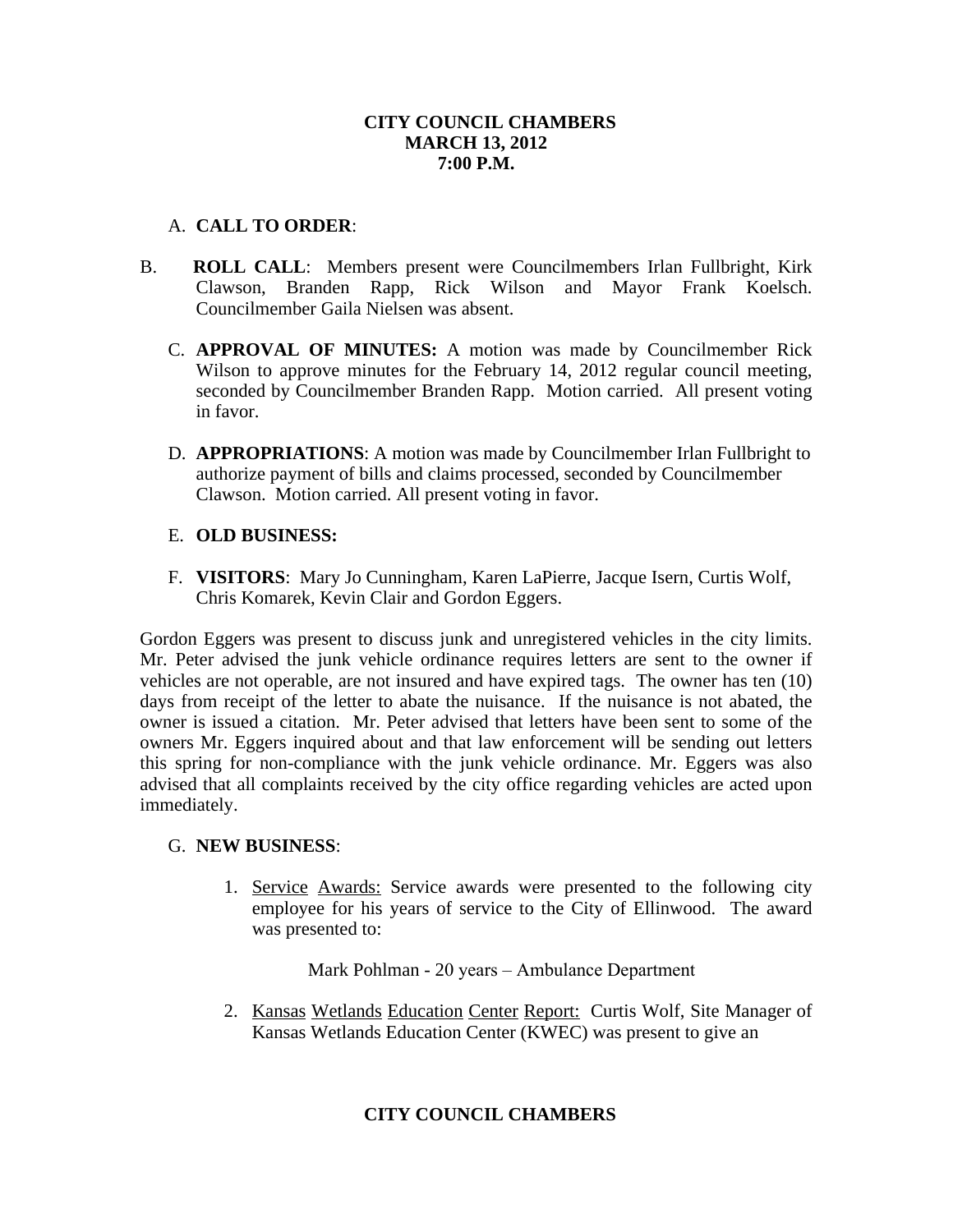**CITY COUNCIL CHAMBERS**
**MARCH 13, 2012**
**7:00 P.M.**

A. **CALL TO ORDER**:

B. **ROLL CALL**: Members present were Councilmembers Irlan Fullbright, Kirk Clawson, Branden Rapp, Rick Wilson and Mayor Frank Koelsch. Councilmember Gaila Nielsen was absent.

C. **APPROVAL OF MINUTES:** A motion was made by Councilmember Rick Wilson to approve minutes for the February 14, 2012 regular council meeting, seconded by Councilmember Branden Rapp. Motion carried. All present voting in favor.

D. **APPROPRIATIONS**: A motion was made by Councilmember Irlan Fullbright to authorize payment of bills and claims processed, seconded by Councilmember Clawson. Motion carried. All present voting in favor.

E. **OLD BUSINESS:**

F. **VISITORS**: Mary Jo Cunningham, Karen LaPierre, Jacque Isern, Curtis Wolf, Chris Komarek, Kevin Clair and Gordon Eggers.

Gordon Eggers was present to discuss junk and unregistered vehicles in the city limits. Mr. Peter advised the junk vehicle ordinance requires letters are sent to the owner if vehicles are not operable, are not insured and have expired tags. The owner has ten (10) days from receipt of the letter to abate the nuisance. If the nuisance is not abated, the owner is issued a citation. Mr. Peter advised that letters have been sent to some of the owners Mr. Eggers inquired about and that law enforcement will be sending out letters this spring for non-compliance with the junk vehicle ordinance. Mr. Eggers was also advised that all complaints received by the city office regarding vehicles are acted upon immediately.

G. **NEW BUSINESS**:

1. Service Awards: Service awards were presented to the following city employee for his years of service to the City of Ellinwood. The award was presented to:

   Mark Pohlman - 20 years – Ambulance Department

2. Kansas Wetlands Education Center Report: Curtis Wolf, Site Manager of Kansas Wetlands Education Center (KWEC) was present to give an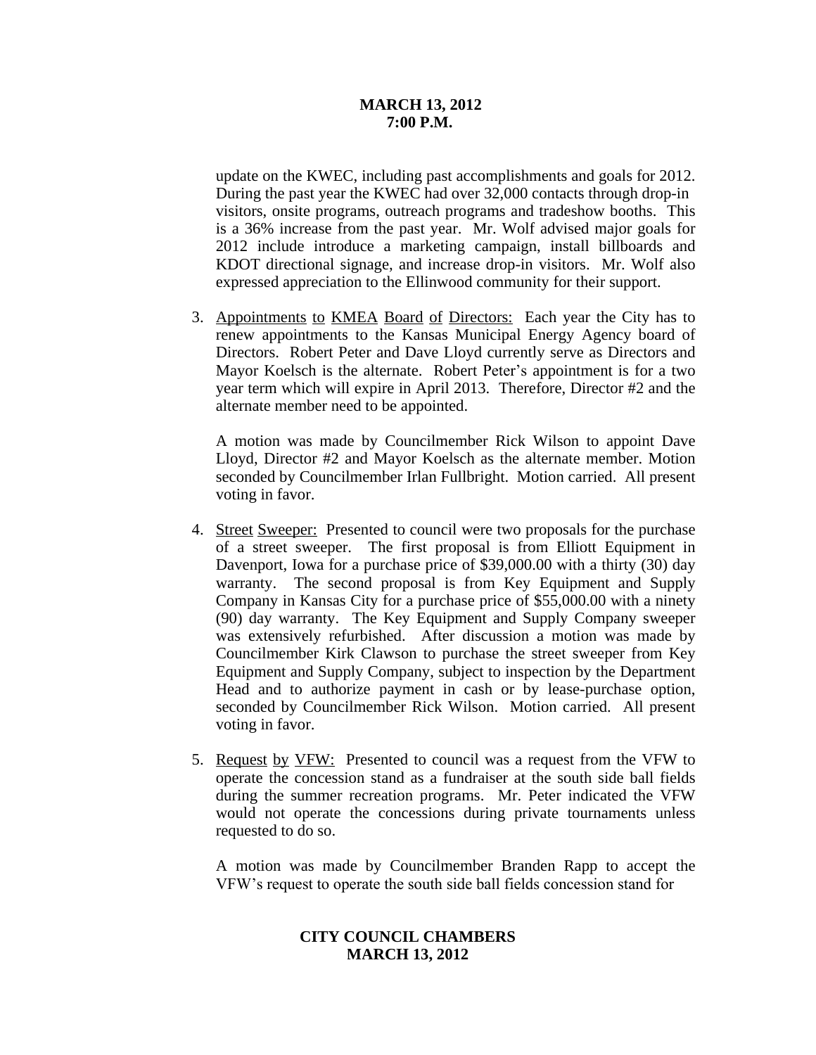update on the KWEC, including past accomplishments and goals for 2012. During the past year the KWEC had over 32,000 contacts through drop-in visitors, onsite programs, outreach programs and tradeshow booths. This is a 36% increase from the past year. Mr. Wolf advised major goals for 2012 include introduce a marketing campaign, install billboards and KDOT directional signage, and increase drop-in visitors. Mr. Wolf also expressed appreciation to the Ellinwood community for their support.

3. Appointments to KMEA Board of Directors: Each year the City has to renew appointments to the Kansas Municipal Energy Agency board of Directors. Robert Peter and Dave Lloyd currently serve as Directors and Mayor Koelsch is the alternate. Robert Peter's appointment is for a two year term which will expire in April 2013. Therefore, Director #2 and the alternate member need to be appointed.

   A motion was made by Councilmember Rick Wilson to appoint Dave Lloyd, Director #2 and Mayor Koelsch as the alternate member. Motion seconded by Councilmember Irlan Fullbright. Motion carried. All present voting in favor.

4. Street Sweeper: Presented to council were two proposals for the purchase of a street sweeper. The first proposal is from Elliott Equipment in Davenport, Iowa for a purchase price of $39,000.00 with a thirty (30) day warranty. The second proposal is from Key Equipment and Supply Company in Kansas City for a purchase price of $55,000.00 with a ninety (90) day warranty. The Key Equipment and Supply Company sweeper was extensively refurbished. After discussion a motion was made by Councilmember Kirk Clawson to purchase the street sweeper from Key Equipment and Supply Company, subject to inspection by the Department Head and to authorize payment in cash or by lease-purchase option, seconded by Councilmember Rick Wilson. Motion carried. All present voting in favor.

5. Request by VFW: Presented to council was a request from the VFW to operate the concession stand as a fundraiser at the south side ball fields during the summer recreation programs. Mr. Peter indicated the VFW would not operate the concessions during private tournaments unless requested to do so.

   A motion was made by Councilmember Branden Rapp to accept the VFW's request to operate the south side ball fields concession stand for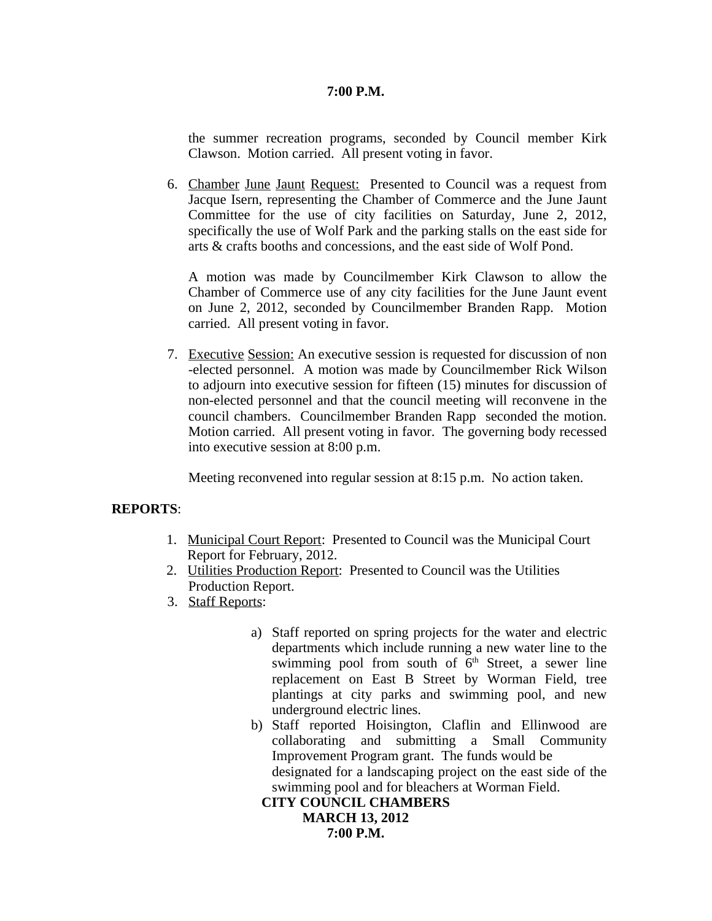the summer recreation programs, seconded by Council member Kirk Clawson. Motion carried. All present voting in favor.

6. Chamber June Jaunt Request: Presented to Council was a request from Jacque Isern, representing the Chamber of Commerce and the June Jaunt Committee for the use of city facilities on Saturday, June 2, 2012, specifically the use of Wolf Park and the parking stalls on the east side for arts & crafts booths and concessions, and the east side of Wolf Pond.

   A motion was made by Councilmember Kirk Clawson to allow the Chamber of Commerce use of any city facilities for the June Jaunt event on June 2, 2012, seconded by Councilmember Branden Rapp. Motion carried. All present voting in favor.

7. Executive Session: An executive session is requested for discussion of non -elected personnel. A motion was made by Councilmember Rick Wilson to adjourn into executive session for fifteen (15) minutes for discussion of non-elected personnel and that the council meeting will reconvene in the council chambers. Councilmember Branden Rapp seconded the motion. Motion carried. All present voting in favor. The governing body recessed into executive session at 8:00 p.m.

   Meeting reconvened into regular session at 8:15 p.m. No action taken.

**REPORTS**:

1. Municipal Court Report: Presented to Council was the Municipal Court Report for February, 2012.
2. Utilities Production Report: Presented to Council was the Utilities Production Report.
3. Staff Reports:

   a) Staff reported on spring projects for the water and electric departments which include running a new water line to the swimming pool from south of 6th Street, a sewer line replacement on East B Street by Worman Field, tree plantings at city parks and swimming pool, and new underground electric lines.
   b) Staff reported Hoisington, Claflin and Ellinwood are collaborating and submitting a Small Community Improvement Program grant. The funds would be designated for a landscaping project on the east side of the swimming pool and for bleachers at Worman Field.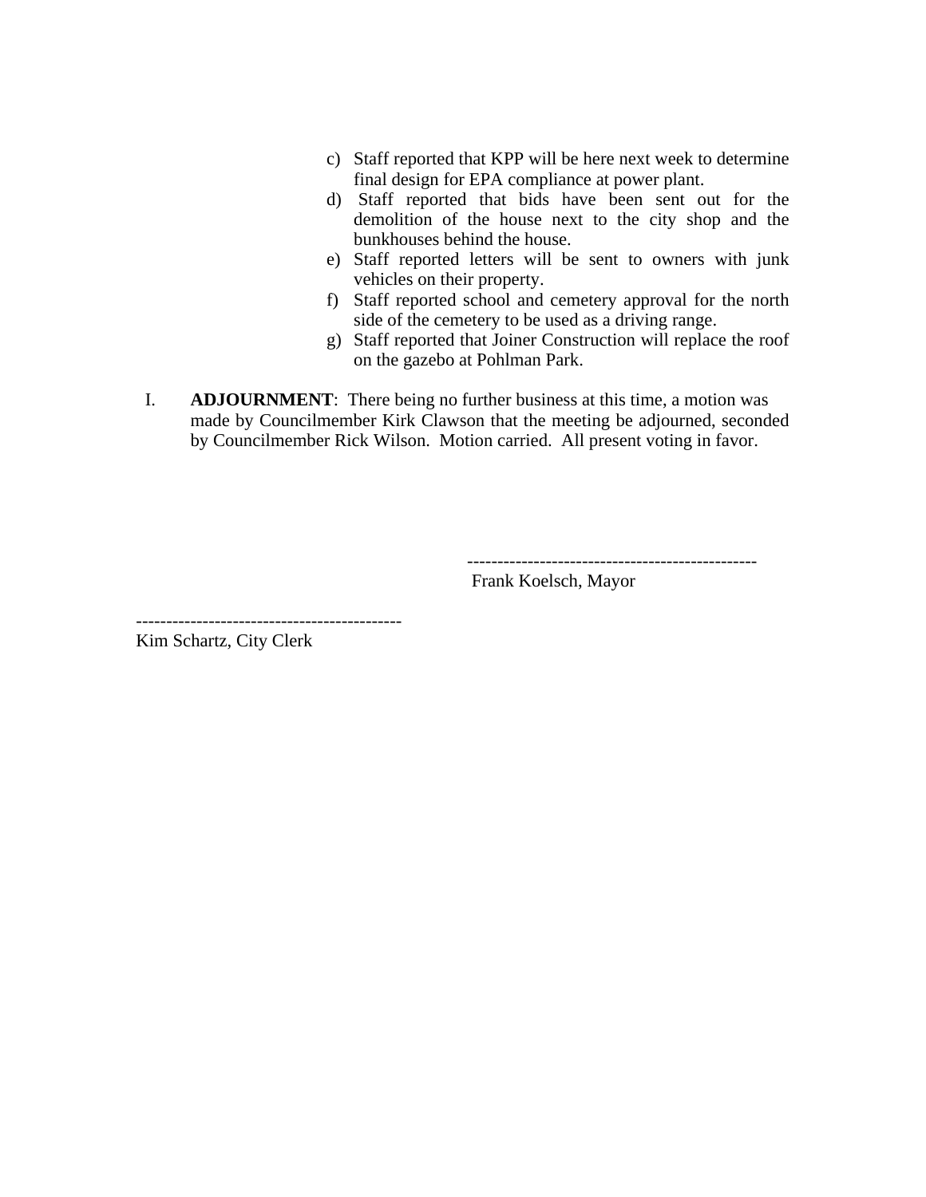c) Staff reported that KPP will be here next week to determine final design for EPA compliance at power plant.
d) Staff reported that bids have been sent out for the demolition of the house next to the city shop and the bunkhouses behind the house.
e) Staff reported letters will be sent to owners with junk vehicles on their property.
f) Staff reported school and cemetery approval for the north side of the cemetery to be used as a driving range.
g) Staff reported that Joiner Construction will replace the roof on the gazebo at Pohlman Park.

I. **ADJOURNMENT**: There being no further business at this time, a motion was made by Councilmember Kirk Clawson that the meeting be adjourned, seconded by Councilmember Rick Wilson. Motion carried. All present voting in favor.

------------------------------------------------
Frank Koelsch, Mayor

--------------------------------------------
Kim Schartz, City Clerk